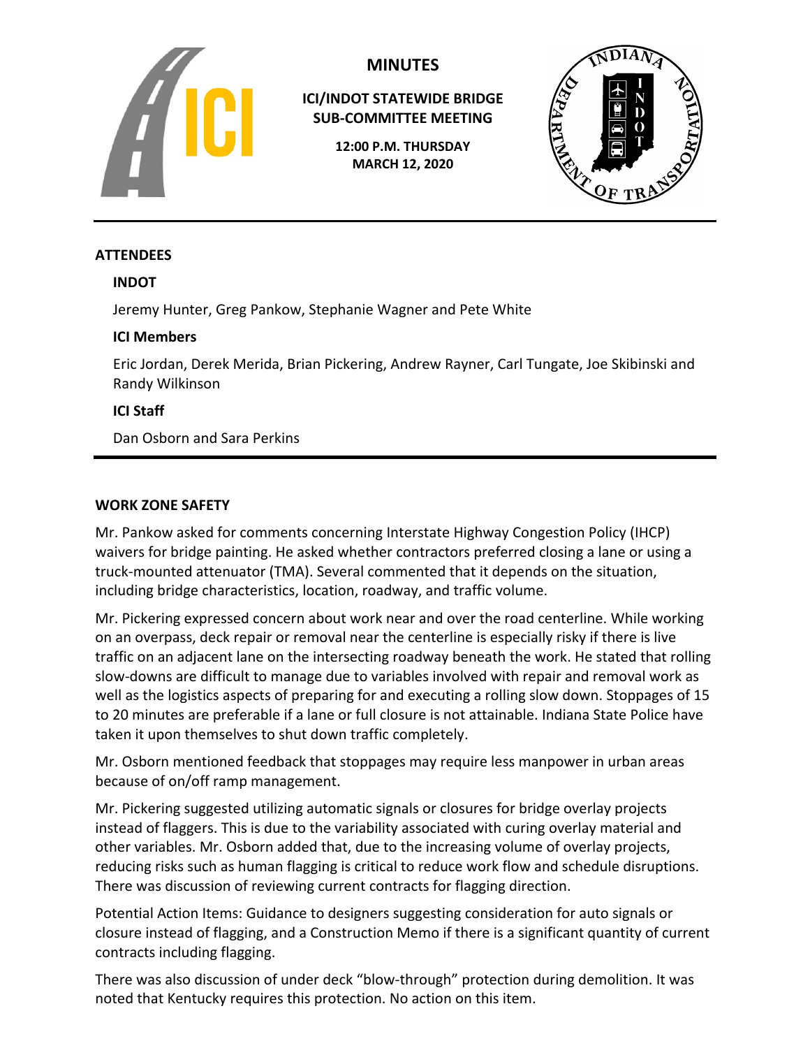# MINUTES

## ICI/INDOT STATEWIDE BRIDGE SUB-COMMITTEE MEETING

**12:00 P.M. THURSDAY**
**MARCH 12, 2020**

---

### ATTENDEES

**INDOT**

Jeremy Hunter, Greg Pankow, Stephanie Wagner and Pete White

**ICI Members**

Eric Jordan, Derek Merida, Brian Pickering, Andrew Rayner, Carl Tungate, Joe Skibinski and Randy Wilkinson

**ICI Staff**

Dan Osborn and Sara Perkins

---

### WORK ZONE SAFETY

Mr. Pankow asked for comments concerning Interstate Highway Congestion Policy (IHCP) waivers for bridge painting. He asked whether contractors preferred closing a lane or using a truck-mounted attenuator (TMA). Several commented that it depends on the situation, including bridge characteristics, location, roadway, and traffic volume.

Mr. Pickering expressed concern about work near and over the road centerline. While working on an overpass, deck repair or removal near the centerline is especially risky if there is live traffic on an adjacent lane on the intersecting roadway beneath the work. He stated that rolling slow-downs are difficult to manage due to variables involved with repair and removal work as well as the logistics aspects of preparing for and executing a rolling slow down. Stoppages of 15 to 20 minutes are preferable if a lane or full closure is not attainable. Indiana State Police have taken it upon themselves to shut down traffic completely.

Mr. Osborn mentioned feedback that stoppages may require less manpower in urban areas because of on/off ramp management.

Mr. Pickering suggested utilizing automatic signals or closures for bridge overlay projects instead of flaggers. This is due to the variability associated with curing overlay material and other variables. Mr. Osborn added that, due to the increasing volume of overlay projects, reducing risks such as human flagging is critical to reduce work flow and schedule disruptions. There was discussion of reviewing current contracts for flagging direction.

Potential Action Items: Guidance to designers suggesting consideration for auto signals or closure instead of flagging, and a Construction Memo if there is a significant quantity of current contracts including flagging.

There was also discussion of under deck "blow-through" protection during demolition. It was noted that Kentucky requires this protection. No action on this item.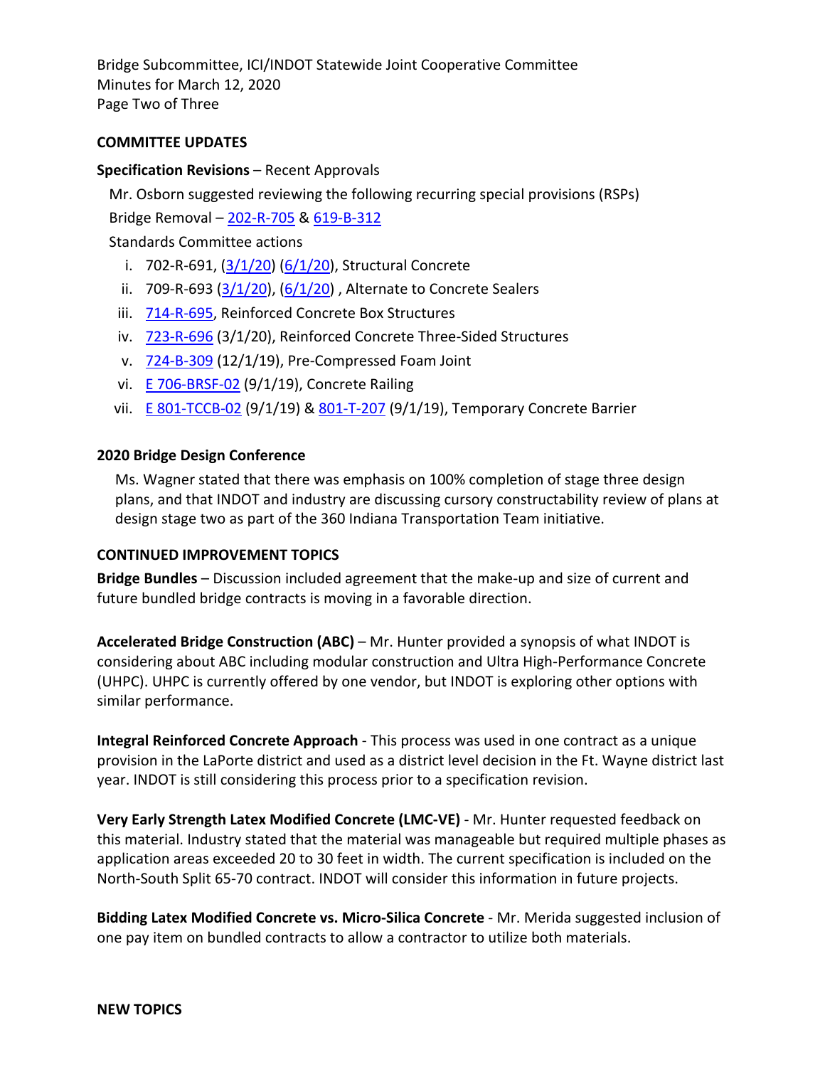## COMMITTEE UPDATES

**Specification Revisions** – Recent Approvals

Mr. Osborn suggested reviewing the following recurring special provisions (RSPs)

Bridge Removal – 202-R-705 & 619-B-312

Standards Committee actions

i. 702-R-691, (3/1/20) (6/1/20), Structural Concrete
ii. 709-R-693 (3/1/20), (6/1/20) , Alternate to Concrete Sealers
iii. 714-R-695, Reinforced Concrete Box Structures
iv. 723-R-696 (3/1/20), Reinforced Concrete Three-Sided Structures
v. 724-B-309 (12/1/19), Pre-Compressed Foam Joint
vi. E 706-BRSF-02 (9/1/19), Concrete Railing
vii. E 801-TCCB-02 (9/1/19) & 801-T-207 (9/1/19), Temporary Concrete Barrier

**2020 Bridge Design Conference**

Ms. Wagner stated that there was emphasis on 100% completion of stage three design plans, and that INDOT and industry are discussing cursory constructability review of plans at design stage two as part of the 360 Indiana Transportation Team initiative.

## CONTINUED IMPROVEMENT TOPICS

**Bridge Bundles** – Discussion included agreement that the make-up and size of current and future bundled bridge contracts is moving in a favorable direction.

**Accelerated Bridge Construction (ABC)** – Mr. Hunter provided a synopsis of what INDOT is considering about ABC including modular construction and Ultra High-Performance Concrete (UHPC). UHPC is currently offered by one vendor, but INDOT is exploring other options with similar performance.

**Integral Reinforced Concrete Approach** - This process was used in one contract as a unique provision in the LaPorte district and used as a district level decision in the Ft. Wayne district last year. INDOT is still considering this process prior to a specification revision.

**Very Early Strength Latex Modified Concrete (LMC-VE)** - Mr. Hunter requested feedback on this material. Industry stated that the material was manageable but required multiple phases as application areas exceeded 20 to 30 feet in width. The current specification is included on the North-South Split 65-70 contract. INDOT will consider this information in future projects.

**Bidding Latex Modified Concrete vs. Micro-Silica Concrete** - Mr. Merida suggested inclusion of one pay item on bundled contracts to allow a contractor to utilize both materials.

## NEW TOPICS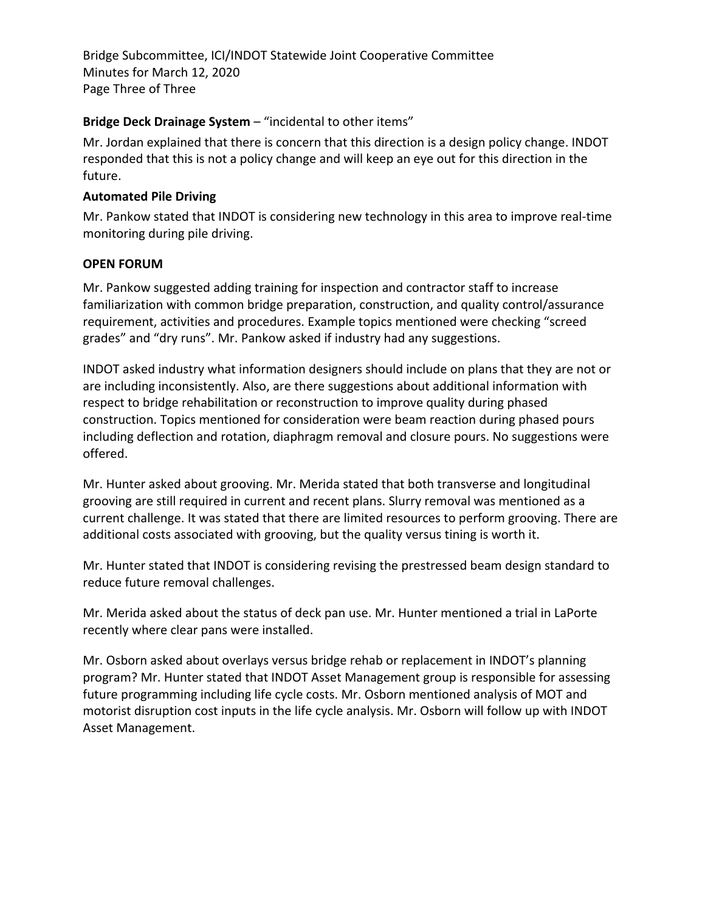**Bridge Deck Drainage System** – "incidental to other items"

Mr. Jordan explained that there is concern that this direction is a design policy change. INDOT responded that this is not a policy change and will keep an eye out for this direction in the future.

**Automated Pile Driving**

Mr. Pankow stated that INDOT is considering new technology in this area to improve real-time monitoring during pile driving.

**OPEN FORUM**

Mr. Pankow suggested adding training for inspection and contractor staff to increase familiarization with common bridge preparation, construction, and quality control/assurance requirement, activities and procedures. Example topics mentioned were checking "screed grades" and "dry runs". Mr. Pankow asked if industry had any suggestions.

INDOT asked industry what information designers should include on plans that they are not or are including inconsistently. Also, are there suggestions about additional information with respect to bridge rehabilitation or reconstruction to improve quality during phased construction. Topics mentioned for consideration were beam reaction during phased pours including deflection and rotation, diaphragm removal and closure pours. No suggestions were offered.

Mr. Hunter asked about grooving. Mr. Merida stated that both transverse and longitudinal grooving are still required in current and recent plans. Slurry removal was mentioned as a current challenge. It was stated that there are limited resources to perform grooving. There are additional costs associated with grooving, but the quality versus tining is worth it.

Mr. Hunter stated that INDOT is considering revising the prestressed beam design standard to reduce future removal challenges.

Mr. Merida asked about the status of deck pan use. Mr. Hunter mentioned a trial in LaPorte recently where clear pans were installed.

Mr. Osborn asked about overlays versus bridge rehab or replacement in INDOT's planning program? Mr. Hunter stated that INDOT Asset Management group is responsible for assessing future programming including life cycle costs. Mr. Osborn mentioned analysis of MOT and motorist disruption cost inputs in the life cycle analysis. Mr. Osborn will follow up with INDOT Asset Management.